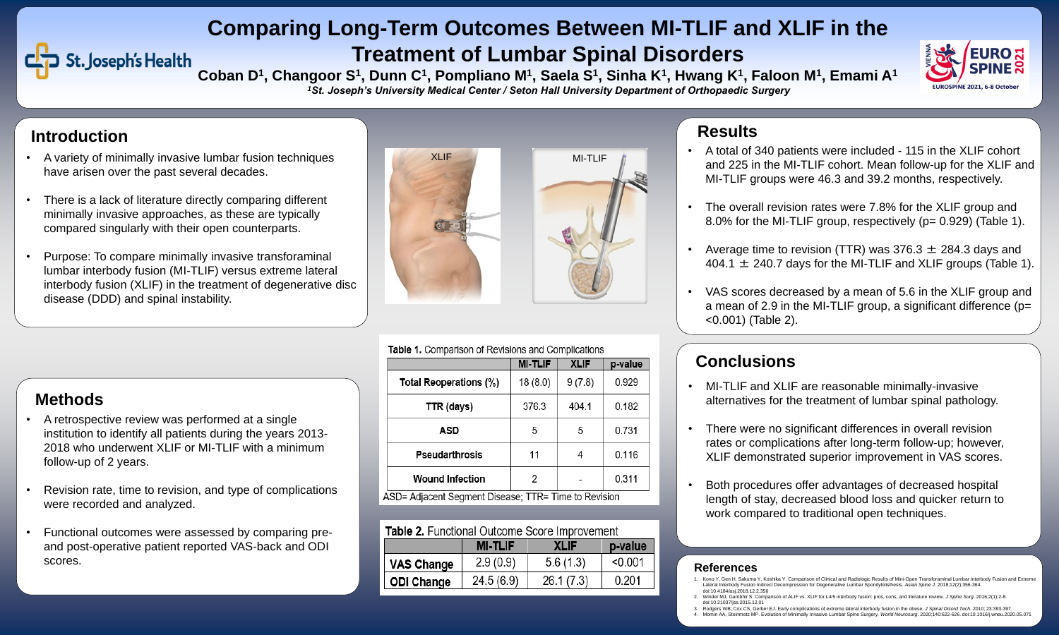# Comparing Long-Term Outcomes Between MI-TLIF and XLIF in the Treatment of Lumbar Spinal Disorders

**Coban D[1], Changoor S[1], Dunn C[1], Pompliano M[1], Saela S[1], Sinha K[1], Hwang K[1], Faloon M[1], Emami A[1]**

*[1]St. Joseph's University Medical Center / Seton Hall University Department of Orthopaedic Surgery*

## Introduction

- A variety of minimally invasive lumbar fusion techniques have arisen over the past several decades.
- There is a lack of literature directly comparing different minimally invasive approaches, as these are typically compared singularly with their open counterparts.
- Purpose: To compare minimally invasive transforaminal lumbar interbody fusion (MI-TLIF) versus extreme lateral interbody fusion (XLIF) in the treatment of degenerative disc disease (DDD) and spinal instability.

## Methods

- A retrospective review was performed at a single institution to identify all patients during the years 2013-2018 who underwent XLIF or MI-TLIF with a minimum follow-up of 2 years.
- Revision rate, time to revision, and type of complications were recorded and analyzed.
- Functional outcomes were assessed by comparing pre- and post-operative patient reported VAS-back and ODI scores.

XLIF

MI-TLIF

**Table 1.** Comparison of Revisions and Complications

| | MI-TLIF | XLIF | p-value |
|---|---|---|---|
| Total Reoperations (%) | 18 (8.0) | 9 (7.8) | 0.929 |
| TTR (days) | 376.3 | 404.1 | 0.182 |
| ASD | 5 | 5 | 0.731 |
| Pseudarthrosis | 11 | 4 | 0.116 |
| Wound Infection | 2 | - | 0.311 |

ASD= Adjacent Segment Disease; TTR= Time to Revision

**Table 2.** Functional Outcome Score Improvement

| | MI-TLIF | XLIF | p-value |
|---|---|---|---|
| VAS Change | 2.9 (0.9) | 5.6 (1.3) | <0.001 |
| ODI Change | 24.5 (6.9) | 26.1 (7.3) | 0.201 |

## Results

- A total of 340 patients were included - 115 in the XLIF cohort and 225 in the MI-TLIF cohort. Mean follow-up for the XLIF and MI-TLIF groups were 46.3 and 39.2 months, respectively.
- The overall revision rates were 7.8% for the XLIF group and 8.0% for the MI-TLIF group, respectively ($p = 0.929$) (Table 1).
- Average time to revision (TTR) was $376.3 \pm 284.3$ days and $404.1 \pm 240.7$ days for the MI-TLIF and XLIF groups (Table 1).
- VAS scores decreased by a mean of 5.6 in the XLIF group and a mean of 2.9 in the MI-TLIF group, a significant difference ($p = <0.001$) (Table 2).

## Conclusions

- MI-TLIF and XLIF are reasonable minimally-invasive alternatives for the treatment of lumbar spinal pathology.
- There were no significant differences in overall revision rates or complications after long-term follow-up; however, XLIF demonstrated superior improvement in VAS scores.
- Both procedures offer advantages of decreased hospital length of stay, decreased blood loss and quicker return to work compared to traditional open techniques.

## References

1. Kono Y, Gen H, Sakuma Y, Koshika Y. Comparison of Clinical and Radiologic Results of Mini-Open Transforaminal Lumbar Interbody Fusion and Extreme Lateral Interbody Fusion Indirect Decompression for Degenerative Lumbar Spondylolisthesis. *Asian Spine J.* 2018;12(2):356-364. doi:10.4184/asj.2018.12.2.356
2. Winder MJ, Gambhir S. Comparison of ALIF vs. XLIF for L4/5 interbody fusion: pros, cons, and literature review. *J Spine Surg.* 2016;2(1):2-8. doi:10.21037/jss.2015.12.01
3. Rodgers WB, Cox CS, Gerber EJ. Early complications of extreme lateral interbody fusion in the obese. *J Spinal Disord Tech.* 2010; 23:393-397.
4. Momin AA, Steinmetz MP. Evolution of Minimally Invasive Lumbar Spine Surgery. *World Neurosurg.* 2020;140:622-626. doi:10.1016/j.wneu.2020.05.071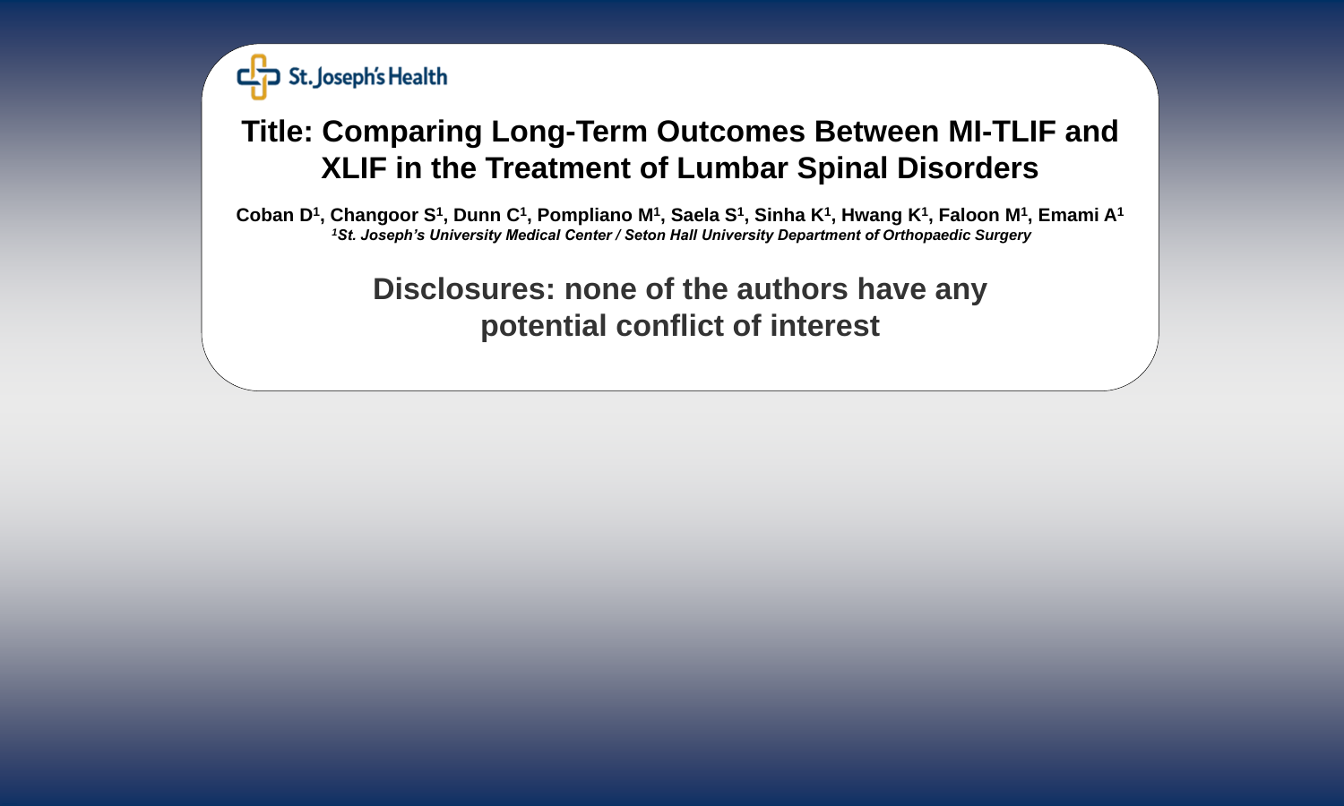St. Joseph's Health

# Title: Comparing Long-Term Outcomes Between MI-TLIF and XLIF in the Treatment of Lumbar Spinal Disorders

**Coban D[1], Changoor S[1], Dunn C[1], Pompliano M[1], Saela S[1], Sinha K[1], Hwang K[1], Faloon M[1], Emami A[1]**

*[1]St. Joseph's University Medical Center / Seton Hall University Department of Orthopaedic Surgery*

## Disclosures: none of the authors have any potential conflict of interest